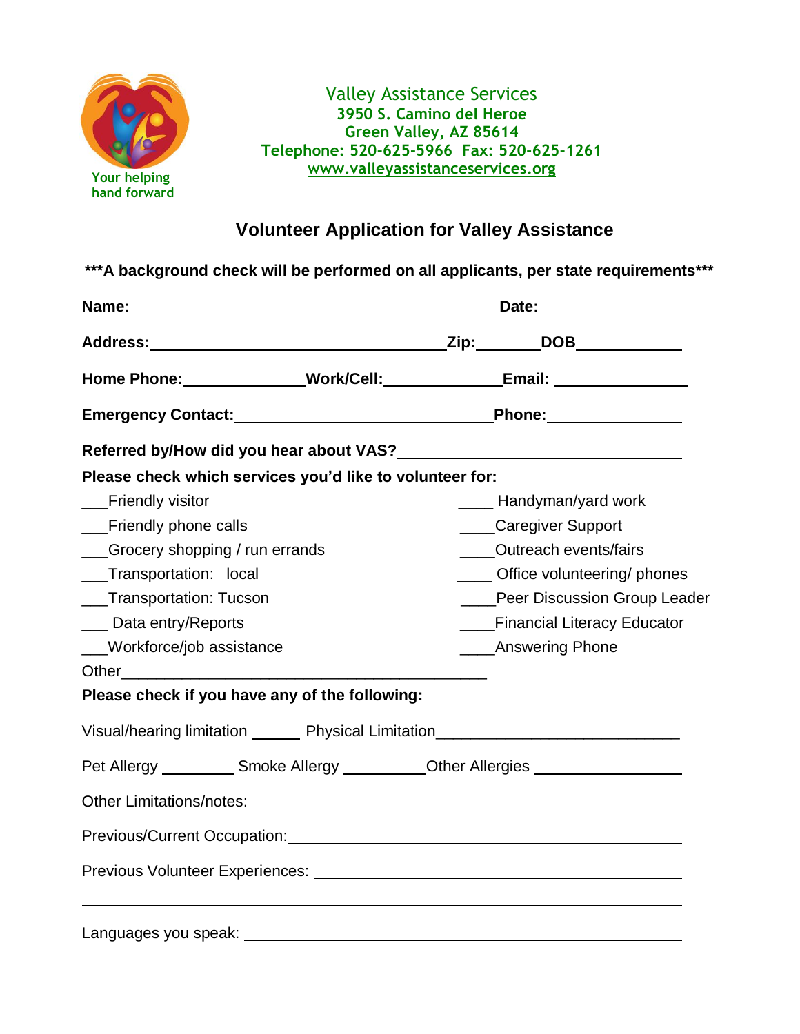Your helping hand forward

Valley Assistance Services
3950 S. Camino del Heroe
Green Valley, AZ 85614
Telephone: 520-625-5966 Fax: 520-625-1261
www.valleyassistanceservices.org

## Volunteer Application for Valley Assistance

**\*\*\*A background check will be performed on all applicants, per state requirements\*\*\***

**Name:**\_\_\_\_\_\_\_\_\_\_\_\_\_\_\_\_\_\_\_\_\_\_\_\_\_\_\_\_\_\_\_\_\_\_\_\_\_\_\_\_ **Date:**\_\_\_\_\_\_\_\_\_\_\_\_\_\_\_\_

**Address:**\_\_\_\_\_\_\_\_\_\_\_\_\_\_\_\_\_\_\_\_\_\_\_\_\_\_\_\_\_\_\_\_\_\_\_\_\_**Zip:**\_\_\_\_\_\_\_\_**DOB**\_\_\_\_\_\_\_\_\_\_\_\_

**Home Phone:**\_\_\_\_\_\_\_\_\_\_\_\_\_\_**Work/Cell:**\_\_\_\_\_\_\_\_\_\_\_\_\_\_**Email:** \_\_\_\_\_\_\_\_\_\_\_\_\_\_\_\_

**Emergency Contact:**\_\_\_\_\_\_\_\_\_\_\_\_\_\_\_\_\_\_\_\_\_\_\_\_\_\_\_\_\_\_\_\_**Phone:**\_\_\_\_\_\_\_\_\_\_\_\_\_\_\_\_

**Referred by/How did you hear about VAS?**\_\_\_\_\_\_\_\_\_\_\_\_\_\_\_\_\_\_\_\_\_\_\_\_\_\_\_\_\_\_\_\_\_\_

**Please check which services you'd like to volunteer for:**

\_\_\_Friendly visitor
\_\_\_Friendly phone calls
\_\_\_Grocery shopping / run errands
\_\_\_Transportation: local
\_\_\_Transportation: Tucson
\_\_\_ Data entry/Reports
\_\_\_Workforce/job assistance
\_\_\_\_ Handyman/yard work
\_\_\_\_Caregiver Support
\_\_\_\_Outreach events/fairs
\_\_\_\_ Office volunteering/ phones
\_\_\_\_Peer Discussion Group Leader
\_\_\_\_Financial Literacy Educator
\_\_\_\_Answering Phone
Other\_\_\_\_\_\_\_\_\_\_\_\_\_\_\_\_\_\_\_\_\_\_\_\_\_\_\_\_\_\_\_\_\_\_\_\_\_\_\_\_\_\_\_\_\_

**Please check if you have any of the following:**

Visual/hearing limitation \_\_\_\_\_\_ Physical Limitation\_\_\_\_\_\_\_\_\_\_\_\_\_\_\_\_\_\_\_\_\_\_\_\_\_\_\_\_\_

Pet Allergy \_\_\_\_\_\_\_\_\_ Smoke Allergy \_\_\_\_\_\_\_\_\_\_Other Allergies \_\_\_\_\_\_\_\_\_\_\_\_\_\_\_\_\_\_

Other Limitations/notes: \_\_\_\_\_\_\_\_\_\_\_\_\_\_\_\_\_\_\_\_\_\_\_\_\_\_\_\_\_\_\_\_\_\_\_\_\_\_\_\_\_\_\_\_\_\_\_\_\_\_\_\_

Previous/Current Occupation:\_\_\_\_\_\_\_\_\_\_\_\_\_\_\_\_\_\_\_\_\_\_\_\_\_\_\_\_\_\_\_\_\_\_\_\_\_\_\_\_\_\_\_\_\_\_\_\_\_

Previous Volunteer Experiences: \_\_\_\_\_\_\_\_\_\_\_\_\_\_\_\_\_\_\_\_\_\_\_\_\_\_\_\_\_\_\_\_\_\_\_\_\_\_\_\_\_\_\_\_\_\_

\_\_\_\_\_\_\_\_\_\_\_\_\_\_\_\_\_\_\_\_\_\_\_\_\_\_\_\_\_\_\_\_\_\_\_\_\_\_\_\_\_\_\_\_\_\_\_\_\_\_\_\_\_\_\_\_\_\_\_\_\_\_\_\_\_\_\_\_\_\_\_\_\_\_\_\_

Languages you speak: \_\_\_\_\_\_\_\_\_\_\_\_\_\_\_\_\_\_\_\_\_\_\_\_\_\_\_\_\_\_\_\_\_\_\_\_\_\_\_\_\_\_\_\_\_\_\_\_\_\_\_\_\_\_\_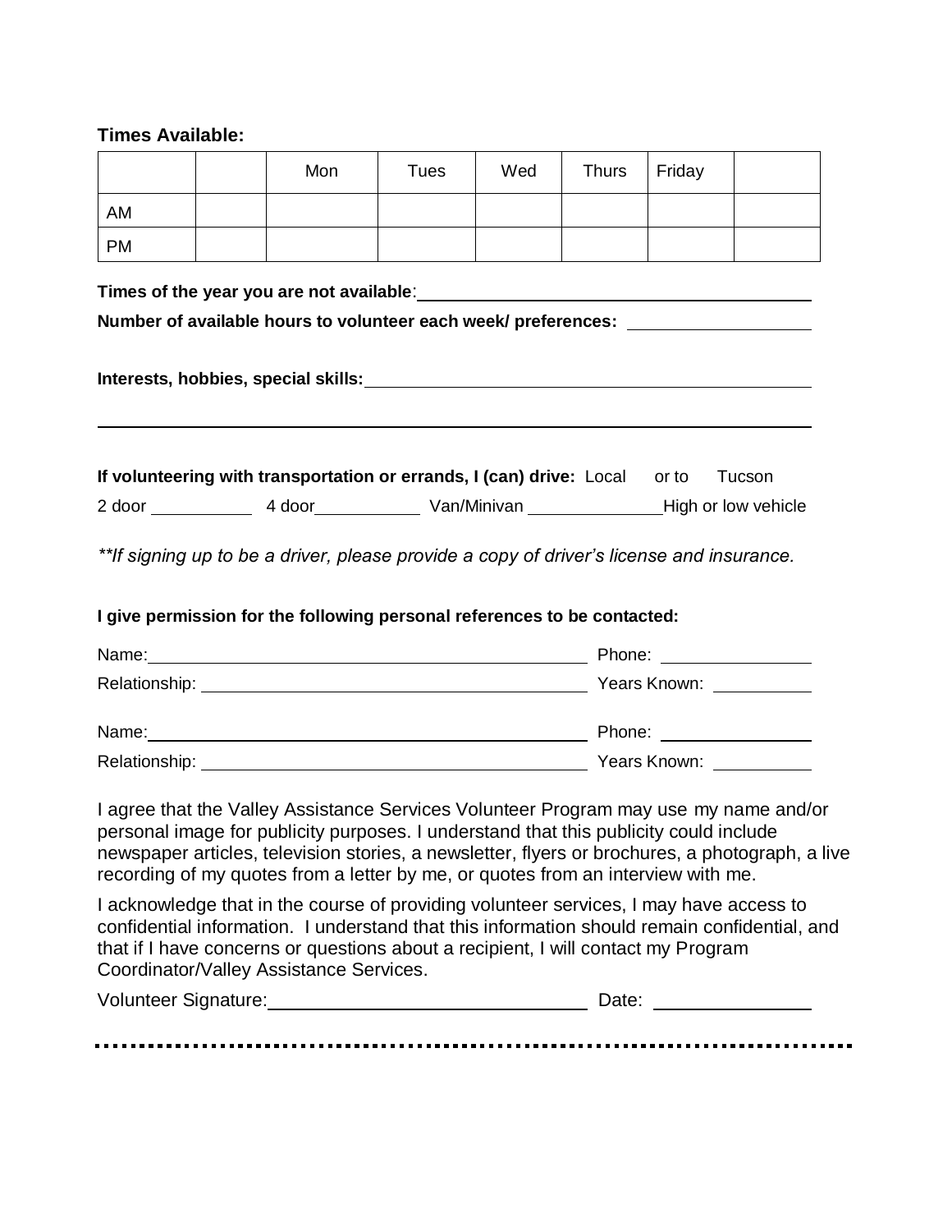**Times Available:**

| | | Mon | Tues | Wed | Thurs | Friday | |
|---|---|---|---|---|---|---|---|
| AM | | | | | | | |
| PM | | | | | | | |

**Times of the year you are not available**: ______________________________

**Number of available hours to volunteer each week/ preferences:** ______________

**Interests, hobbies, special skills:** ______________________________

______________________________________________________________

**If volunteering with transportation or errands, I (can) drive:** Local or to Tucson

2 door __________ 4 door__________ Van/Minivan ____________High or low vehicle

*\*\*If signing up to be a driver, please provide a copy of driver's license and insurance.*

**I give permission for the following personal references to be contacted:**

Name: ______________________________ Phone: ______________

Relationship: ______________________________ Years Known: __________

Name: ______________________________ Phone: ______________

Relationship: ______________________________ Years Known: __________

I agree that the Valley Assistance Services Volunteer Program may use my name and/or personal image for publicity purposes. I understand that this publicity could include newspaper articles, television stories, a newsletter, flyers or brochures, a photograph, a live recording of my quotes from a letter by me, or quotes from an interview with me.

I acknowledge that in the course of providing volunteer services, I may have access to confidential information. I understand that this information should remain confidential, and that if I have concerns or questions about a recipient, I will contact my Program Coordinator/Valley Assistance Services.

Volunteer Signature: ______________________________ Date: ______________